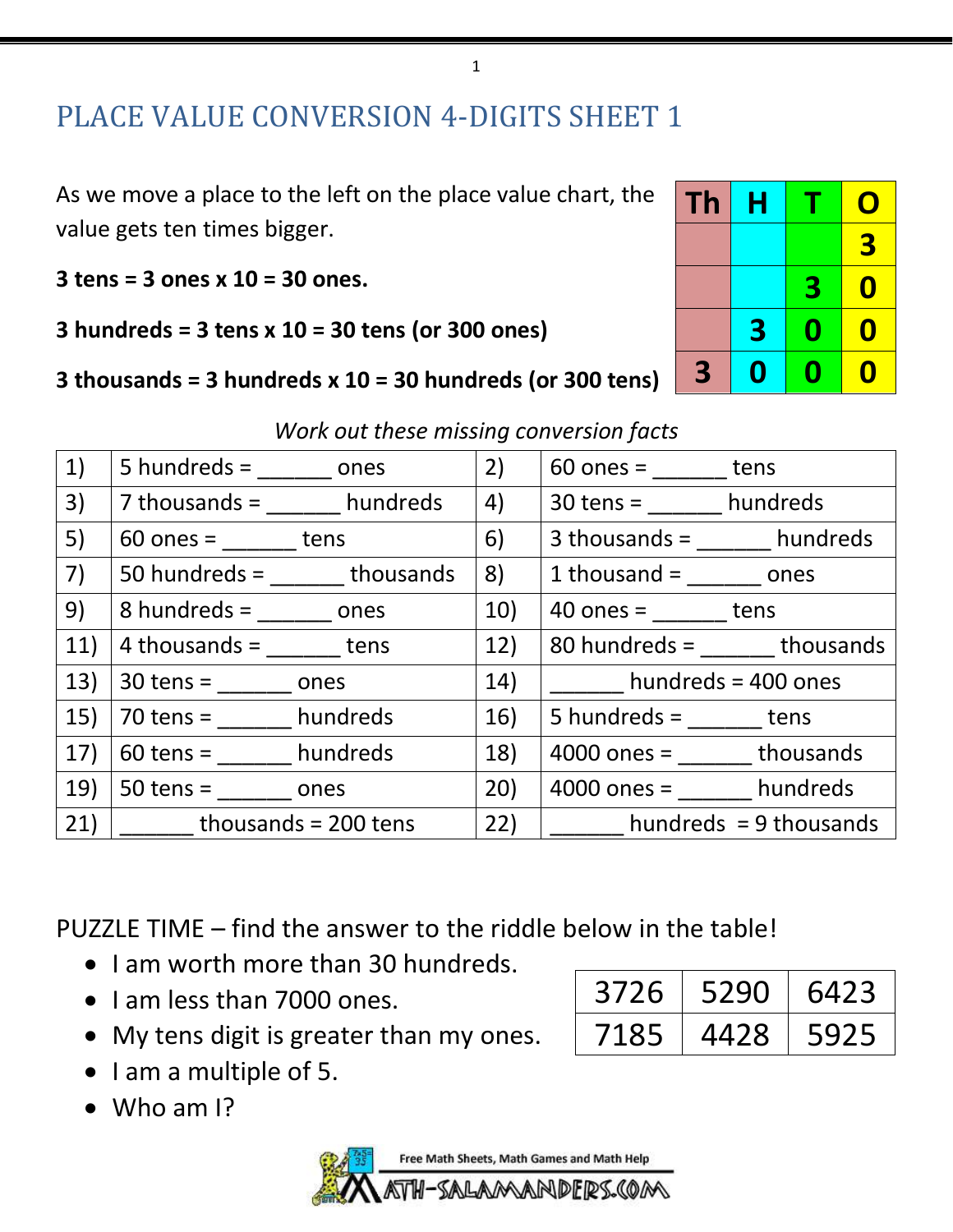# PLACE VALUE CONVERSION 4-DIGITS SHEET 1

As we move a place to the left on the place value chart, the value gets ten times bigger.

**3 tens = 3 ones x 10 = 30 ones.**

**3 hundreds = 3 tens x 10 = 30 tens (or 300 ones)**

**3 thousands = 3 hundreds x 10 = 30 hundreds (or 300 tens)**

| Th | H | T | O |
|---|---|---|---|
| | | | 3 |
| | | 3 | 0 |
| | 3 | 0 | 0 |
| 3 | 0 | 0 | 0 |

*Work out these missing conversion facts*

| | | | |
|---|---|---|---|
| 1) | 5 hundreds = ______ ones | 2) | 60 ones = ______ tens |
| 3) | 7 thousands = ______ hundreds | 4) | 30 tens = ______ hundreds |
| 5) | 60 ones = ______ tens | 6) | 3 thousands = ______ hundreds |
| 7) | 50 hundreds = ______ thousands | 8) | 1 thousand = ______ ones |
| 9) | 8 hundreds = ______ ones | 10) | 40 ones = ______ tens |
| 11) | 4 thousands = ______ tens | 12) | 80 hundreds = ______ thousands |
| 13) | 30 tens = ______ ones | 14) | ______ hundreds = 400 ones |
| 15) | 70 tens = ______ hundreds | 16) | 5 hundreds = ______ tens |
| 17) | 60 tens = ______ hundreds | 18) | 4000 ones = ______ thousands |
| 19) | 50 tens = ______ ones | 20) | 4000 ones = ______ hundreds |
| 21) | ______ thousands = 200 tens | 22) | ______ hundreds = 9 thousands |

PUZZLE TIME – find the answer to the riddle below in the table!

- I am worth more than 30 hundreds.
- I am less than 7000 ones.
- My tens digit is greater than my ones.
- I am a multiple of 5.
- Who am I?

| | | |
|---|---|---|
| 3726 | 5290 | 6423 |
| 7185 | 4428 | 5925 |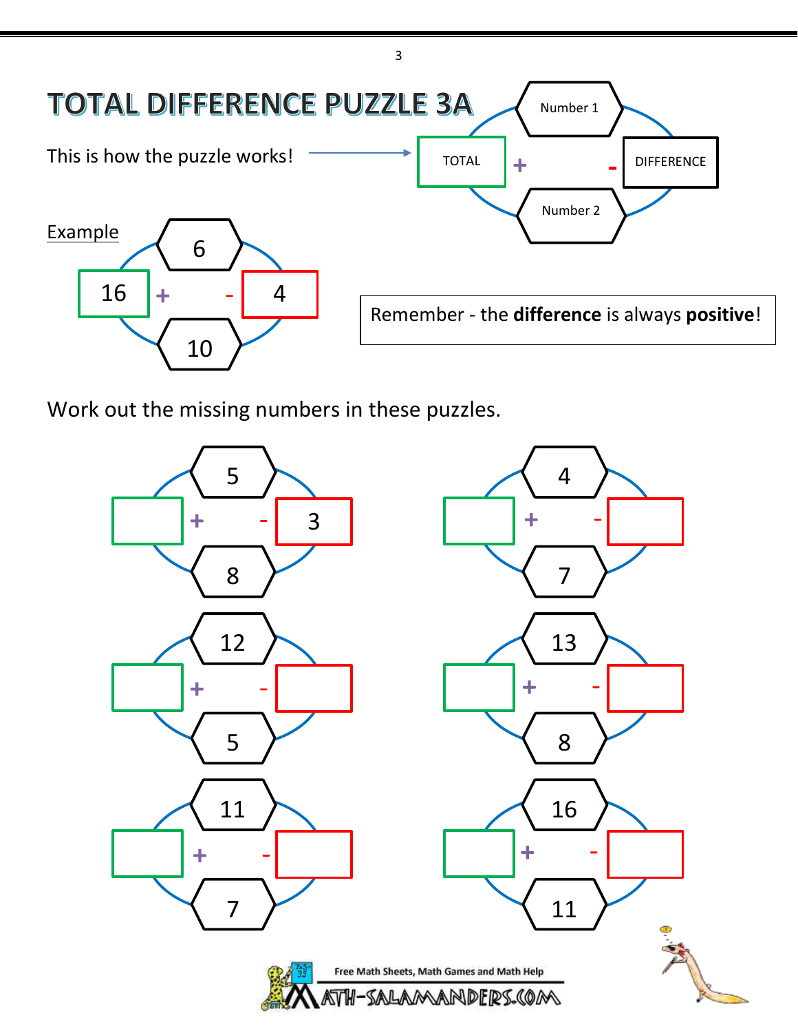# TOTAL DIFFERENCE PUZZLE 3A

This is how the puzzle works! →

| | Number 1 | |
|---|---|---|
| TOTAL + | | - DIFFERENCE |
| | Number 2 | |

Example

| | 6 | |
|---|---|---|
| 16 + | | - 4 |
| | 10 | |

Remember - the **difference** is always **positive**!

Work out the missing numbers in these puzzles.

| Number 1 | Number 2 | Total | Difference |
|---|---|---|---|
| 5 | 8 | | 3 |
| 4 | 7 | | |
| 12 | 5 | | |
| 13 | 8 | | |
| 11 | 7 | | |
| 16 | 11 | | |

Free Math Sheets, Math Games and Math Help

MATH-SALAMANDERS.COM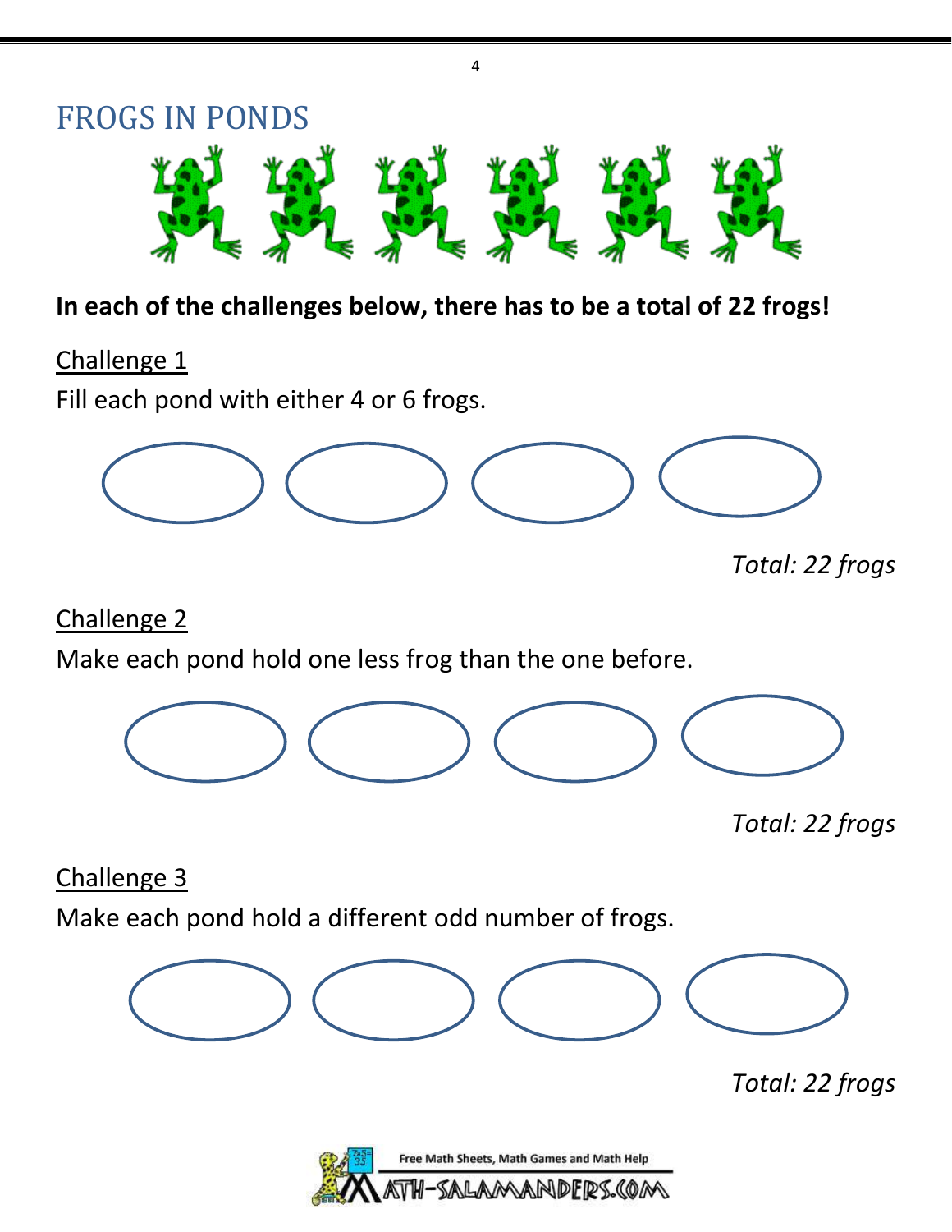# FROGS IN PONDS

**In each of the challenges below, there has to be a total of 22 frogs!**

Challenge 1

Fill each pond with either 4 or 6 frogs.

*Total: 22 frogs*

Challenge 2

Make each pond hold one less frog than the one before.

*Total: 22 frogs*

Challenge 3

Make each pond hold a different odd number of frogs.

*Total: 22 frogs*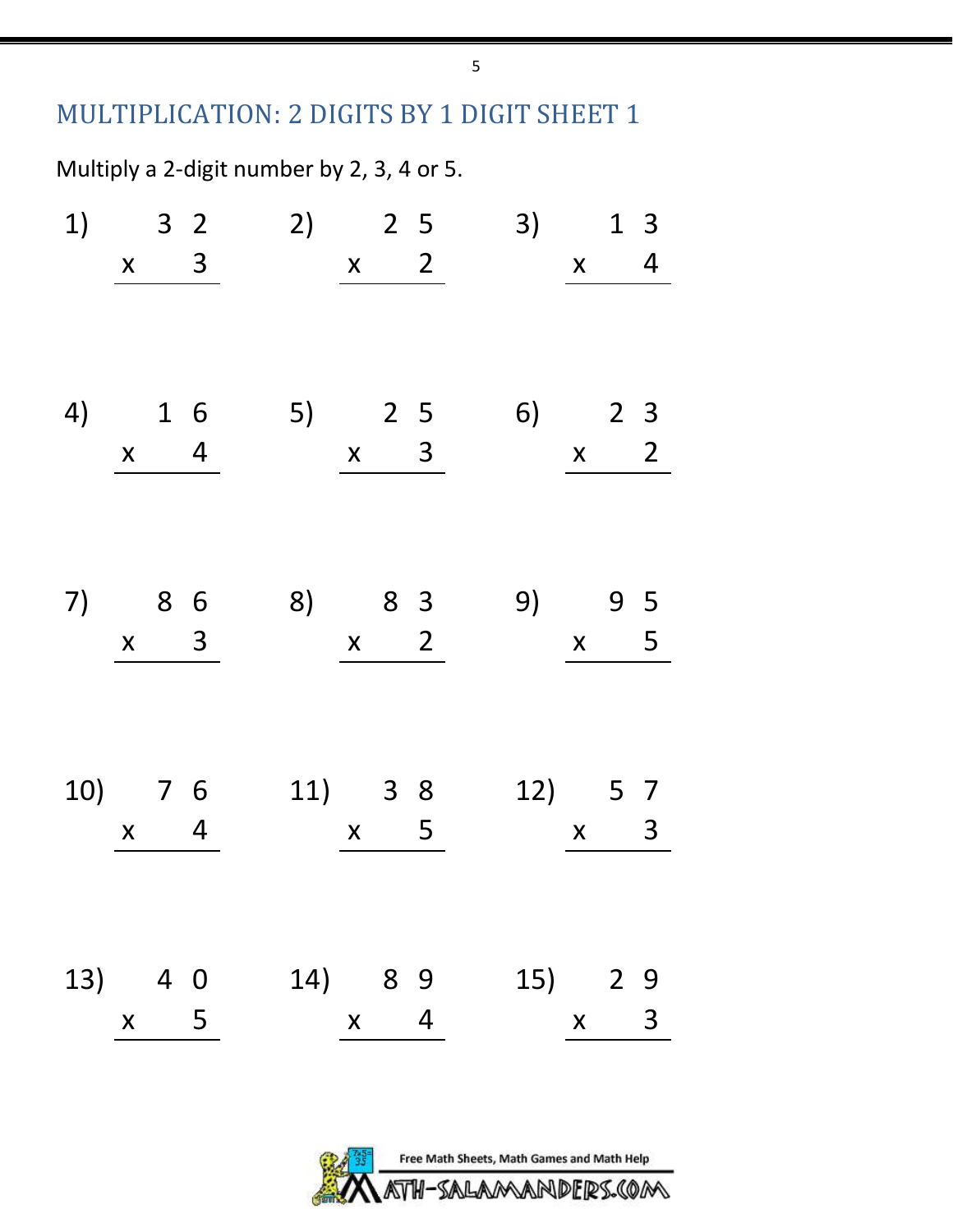## MULTIPLICATION: 2 DIGITS BY 1 DIGIT SHEET 1

Multiply a 2-digit number by 2, 3, 4 or 5.

1) $32 \times 3$

2) $25 \times 2$

3) $13 \times 4$

4) $16 \times 4$

5) $25 \times 3$

6) $23 \times 2$

7) $86 \times 3$

8) $83 \times 2$

9) $95 \times 5$

10) $76 \times 4$

11) $38 \times 5$

12) $57 \times 3$

13) $40 \times 5$

14) $89 \times 4$

15) $29 \times 3$

Free Math Sheets, Math Games and Math Help

MATH-SALAMANDERS.COM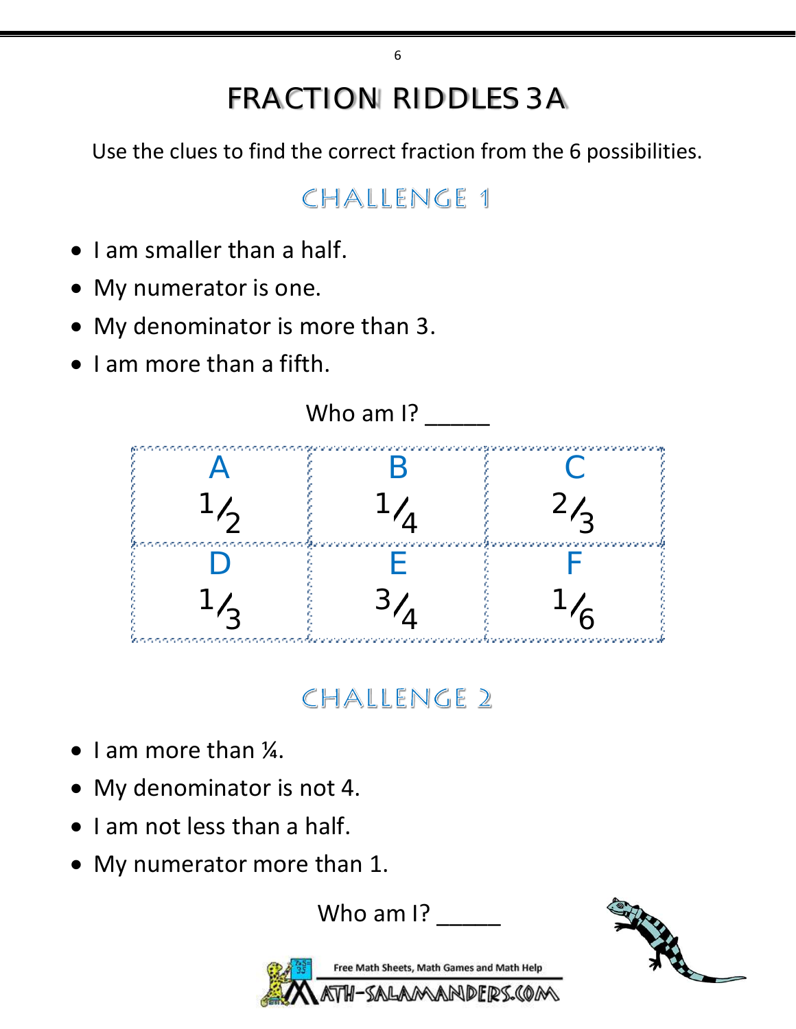# FRACTION RIDDLES 3A

Use the clues to find the correct fraction from the 6 possibilities.

## CHALLENGE 1

- I am smaller than a half.
- My numerator is one.
- My denominator is more than 3.
- I am more than a fifth.

Who am I? _____

| A | B | C |
|---|---|---|
| $1/2$ | $1/4$ | $2/3$ |
| **D** | **E** | **F** |
| $1/3$ | $3/4$ | $1/6$ |

## CHALLENGE 2

- I am more than ¼.
- My denominator is not 4.
- I am not less than a half.
- My numerator more than 1.

Who am I? _____

Free Math Sheets, Math Games and Math Help

MATH-SALAMANDERS.COM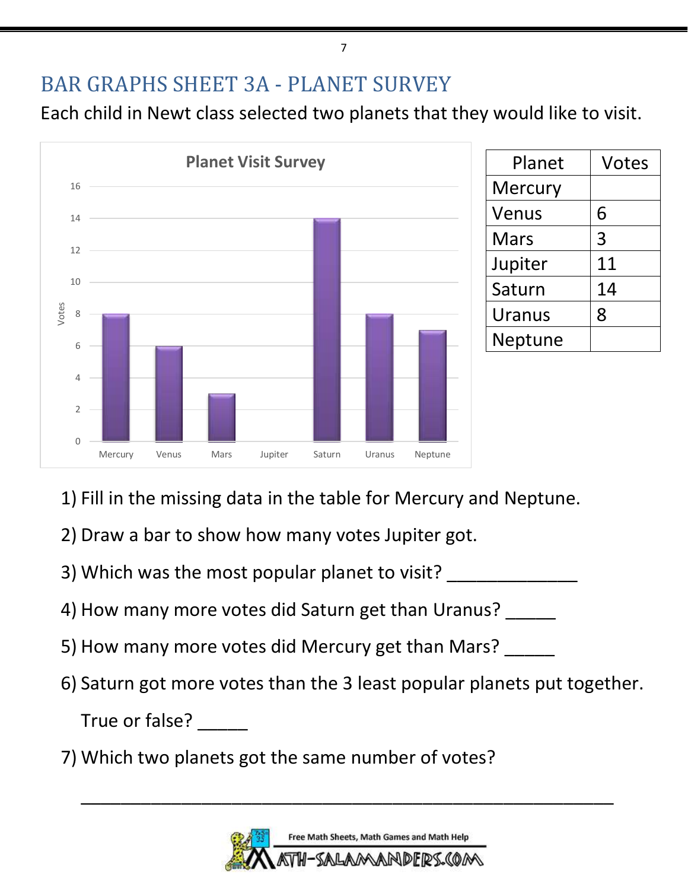# BAR GRAPHS SHEET 3A - PLANET SURVEY

Each child in Newt class selected two planets that they would like to visit.

**Planet Visit Survey**

| Planet | Votes |
|---|---|
| Mercury | |
| Venus | 6 |
| Mars | 3 |
| Jupiter | 11 |
| Saturn | 14 |
| Uranus | 8 |
| Neptune | |

1) Fill in the missing data in the table for Mercury and Neptune.

2) Draw a bar to show how many votes Jupiter got.

3) Which was the most popular planet to visit? _____________

4) How many more votes did Saturn get than Uranus? _____

5) How many more votes did Mercury get than Mars? _____

6) Saturn got more votes than the 3 least popular planets put together.

True or false? _____

7) Which two planets got the same number of votes?

_____________________________________________________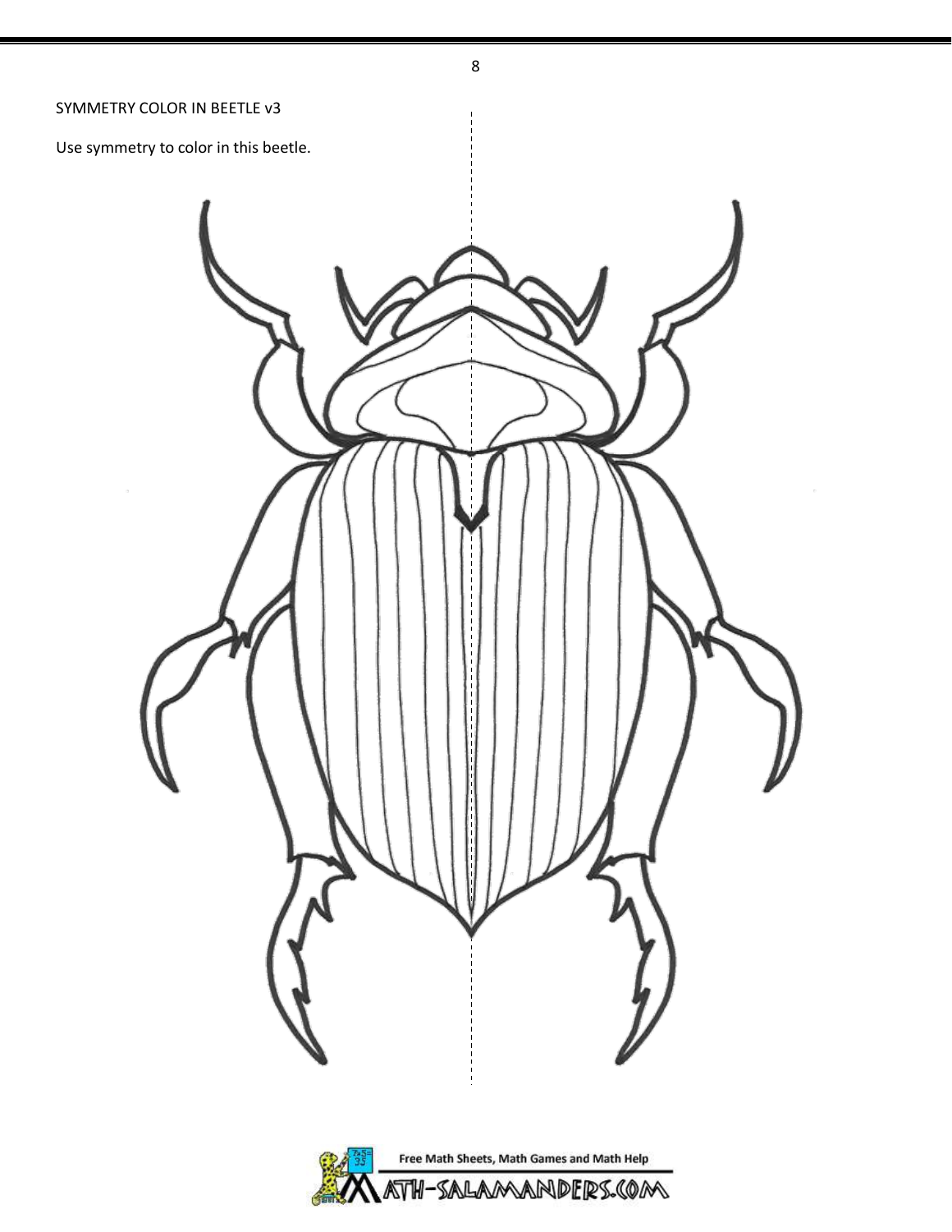SYMMETRY COLOR IN BEETLE v3

Use symmetry to color in this beetle.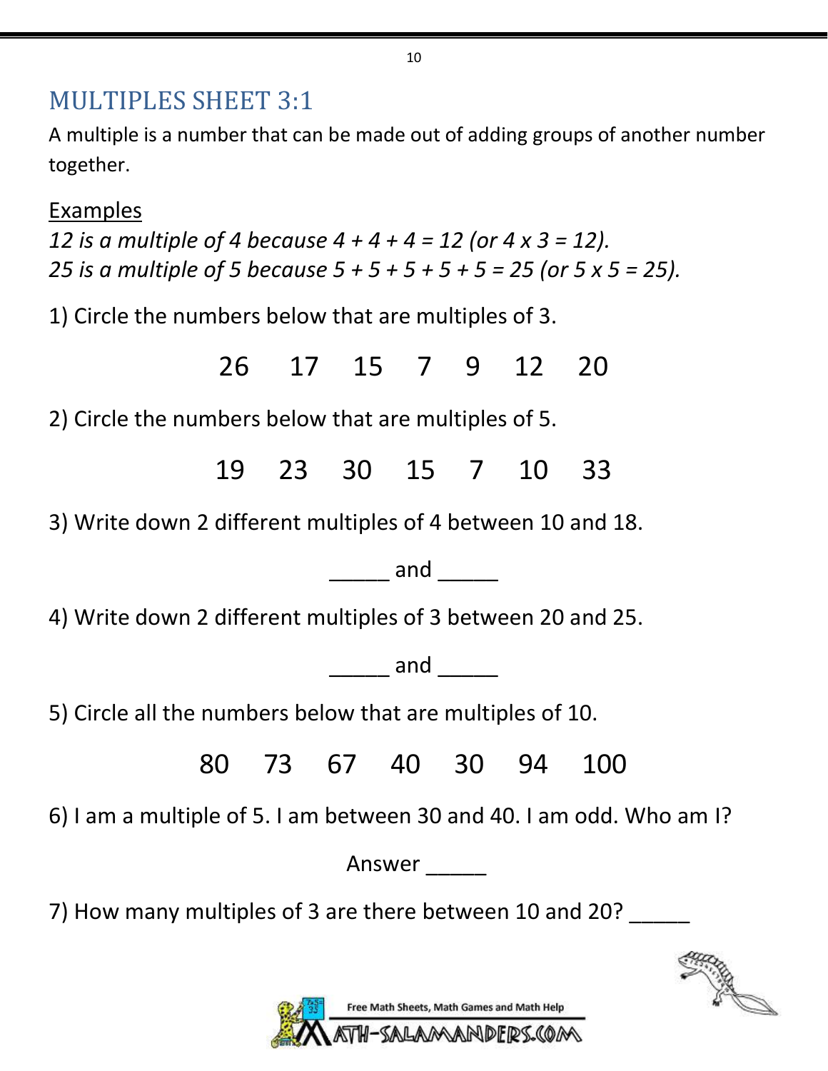## MULTIPLES SHEET 3:1

A multiple is a number that can be made out of adding groups of another number together.

<u>Examples</u>

*12 is a multiple of 4 because 4 + 4 + 4 = 12 (or 4 x 3 = 12).*
*25 is a multiple of 5 because 5 + 5 + 5 + 5 + 5 = 25 (or 5 x 5 = 25).*

1) Circle the numbers below that are multiples of 3.

26 17 15 7 9 12 20

2) Circle the numbers below that are multiples of 5.

19 23 30 15 7 10 33

3) Write down 2 different multiples of 4 between 10 and 18.

_____ and _____

4) Write down 2 different multiples of 3 between 20 and 25.

_____ and _____

5) Circle all the numbers below that are multiples of 10.

80 73 67 40 30 94 100

6) I am a multiple of 5. I am between 30 and 40. I am odd. Who am I?

Answer _____

7) How many multiples of 3 are there between 10 and 20? _____

Free Math Sheets, Math Games and Math Help

MATH-SALAMANDERS.COM